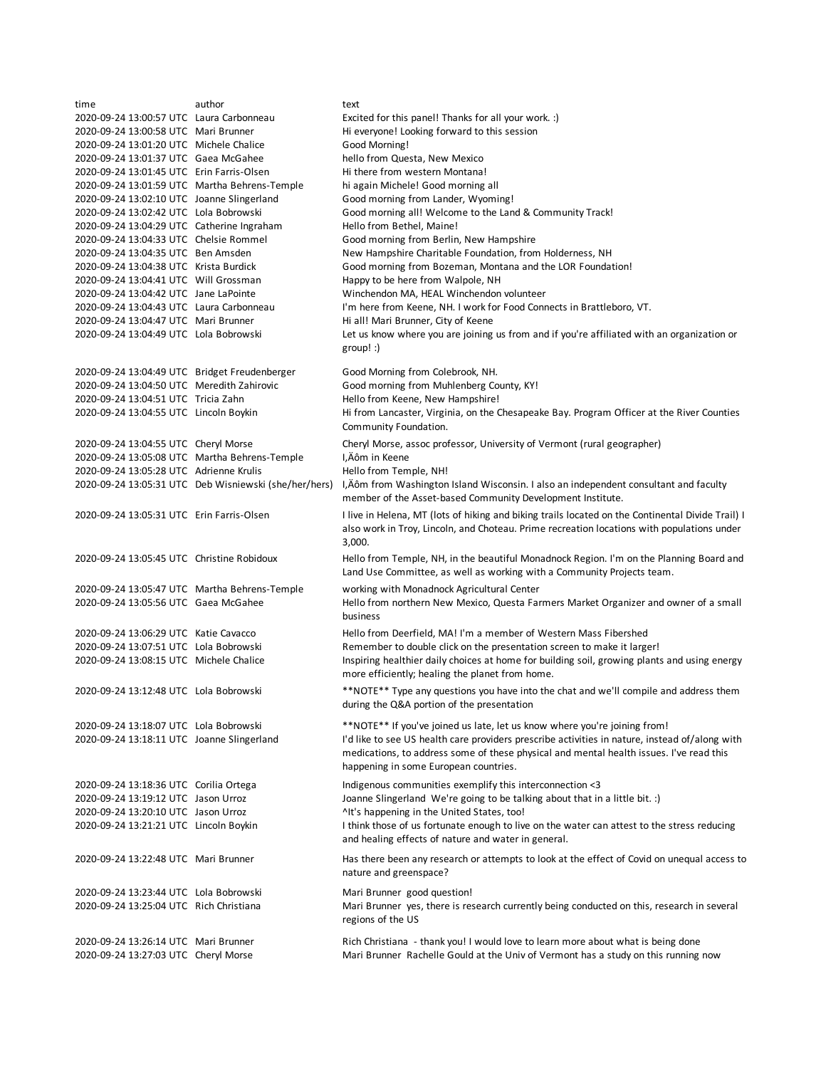| time | author | text |
|---|---|---|
| 2020-09-24 13:00:57 UTC | Laura Carbonneau | Excited for this panel! Thanks for all your work. :) |
| 2020-09-24 13:00:58 UTC | Mari Brunner | Hi everyone! Looking forward to this session |
| 2020-09-24 13:01:20 UTC | Michele Chalice | Good Morning! |
| 2020-09-24 13:01:37 UTC | Gaea McGahee | hello from Questa, New Mexico |
| 2020-09-24 13:01:45 UTC | Erin Farris-Olsen | Hi there from western Montana! |
| 2020-09-24 13:01:59 UTC | Martha Behrens-Temple | hi again Michele! Good morning all |
| 2020-09-24 13:02:10 UTC | Joanne Slingerland | Good morning from Lander, Wyoming! |
| 2020-09-24 13:02:42 UTC | Lola Bobrowski | Good morning all! Welcome to the Land & Community Track! |
| 2020-09-24 13:04:29 UTC | Catherine Ingraham | Hello from Bethel, Maine! |
| 2020-09-24 13:04:33 UTC | Chelsie Rommel | Good morning from Berlin, New Hampshire |
| 2020-09-24 13:04:35 UTC | Ben Amsden | New Hampshire Charitable Foundation, from Holderness, NH |
| 2020-09-24 13:04:38 UTC | Krista Burdick | Good morning from Bozeman, Montana and the LOR Foundation! |
| 2020-09-24 13:04:41 UTC | Will Grossman | Happy to be here from Walpole, NH |
| 2020-09-24 13:04:42 UTC | Jane LaPointe | Winchendon MA, HEAL Winchendon volunteer |
| 2020-09-24 13:04:43 UTC | Laura Carbonneau | I'm here from Keene, NH. I work for Food Connects in Brattleboro, VT. |
| 2020-09-24 13:04:47 UTC | Mari Brunner | Hi all! Mari Brunner, City of Keene |
| 2020-09-24 13:04:49 UTC | Lola Bobrowski | Let us know where you are joining us from and if you're affiliated with an organization or group! :) |
| 2020-09-24 13:04:49 UTC | Bridget Freudenberger | Good Morning from Colebrook, NH. |
| 2020-09-24 13:04:50 UTC | Meredith Zahirovic | Good morning from Muhlenberg County, KY! |
| 2020-09-24 13:04:51 UTC | Tricia Zahn | Hello from Keene, New Hampshire! |
| 2020-09-24 13:04:55 UTC | Lincoln Boykin | Hi from Lancaster, Virginia, on the Chesapeake Bay. Program Officer at the River Counties Community Foundation. |
| 2020-09-24 13:04:55 UTC | Cheryl Morse | Cheryl Morse, assoc professor, University of Vermont (rural geographer) |
| 2020-09-24 13:05:08 UTC | Martha Behrens-Temple | I‚Äôm in Keene |
| 2020-09-24 13:05:28 UTC | Adrienne Krulis | Hello from Temple, NH! |
| 2020-09-24 13:05:31 UTC | Deb Wisniewski (she/her/hers) | I‚Äôm from Washington Island Wisconsin. I also an independent consultant and faculty member of the Asset-based Community Development Institute. |
| 2020-09-24 13:05:31 UTC | Erin Farris-Olsen | I live in Helena, MT (lots of hiking and biking trails located on the Continental Divide Trail) I also work in Troy, Lincoln, and Choteau. Prime recreation locations with populations under 3,000. |
| 2020-09-24 13:05:45 UTC | Christine Robidoux | Hello from Temple, NH, in the beautiful Monadnock Region. I'm on the Planning Board and Land Use Committee, as well as working with a Community Projects team. |
| 2020-09-24 13:05:47 UTC | Martha Behrens-Temple | working with Monadnock Agricultural Center |
| 2020-09-24 13:05:56 UTC | Gaea McGahee | Hello from northern New Mexico, Questa Farmers Market Organizer and owner of a small business |
| 2020-09-24 13:06:29 UTC | Katie Cavacco | Hello from Deerfield, MA! I'm a member of Western Mass Fibershed |
| 2020-09-24 13:07:51 UTC | Lola Bobrowski | Remember to double click on the presentation screen to make it larger! |
| 2020-09-24 13:08:15 UTC | Michele Chalice | Inspiring healthier daily choices at home for building soil, growing plants and using energy more efficiently; healing the planet from home. |
| 2020-09-24 13:12:48 UTC | Lola Bobrowski | **NOTE** Type any questions you have into the chat and we'll compile and address them during the Q&A portion of the presentation |
| 2020-09-24 13:18:07 UTC | Lola Bobrowski | **NOTE** If you've joined us late, let us know where you're joining from! |
| 2020-09-24 13:18:11 UTC | Joanne Slingerland | I'd like to see US health care providers prescribe activities in nature, instead of/along with medications, to address some of these physical and mental health issues. I've read this happening in some European countries. |
| 2020-09-24 13:18:36 UTC | Corilia Ortega | Indigenous communities exemplify this interconnection <3 |
| 2020-09-24 13:19:12 UTC | Jason Urroz | Joanne Slingerland We're going to be talking about that in a little bit. :) |
| 2020-09-24 13:20:10 UTC | Jason Urroz | ^It's happening in the United States, too! |
| 2020-09-24 13:21:21 UTC | Lincoln Boykin | I think those of us fortunate enough to live on the water can attest to the stress reducing and healing effects of nature and water in general. |
| 2020-09-24 13:22:48 UTC | Mari Brunner | Has there been any research or attempts to look at the effect of Covid on unequal access to nature and greenspace? |
| 2020-09-24 13:23:44 UTC | Lola Bobrowski | Mari Brunner good question! |
| 2020-09-24 13:25:04 UTC | Rich Christiana | Mari Brunner yes, there is research currently being conducted on this, research in several regions of the US |
| 2020-09-24 13:26:14 UTC | Mari Brunner | Rich Christiana - thank you! I would love to learn more about what is being done |
| 2020-09-24 13:27:03 UTC | Cheryl Morse | Mari Brunner Rachelle Gould at the Univ of Vermont has a study on this running now |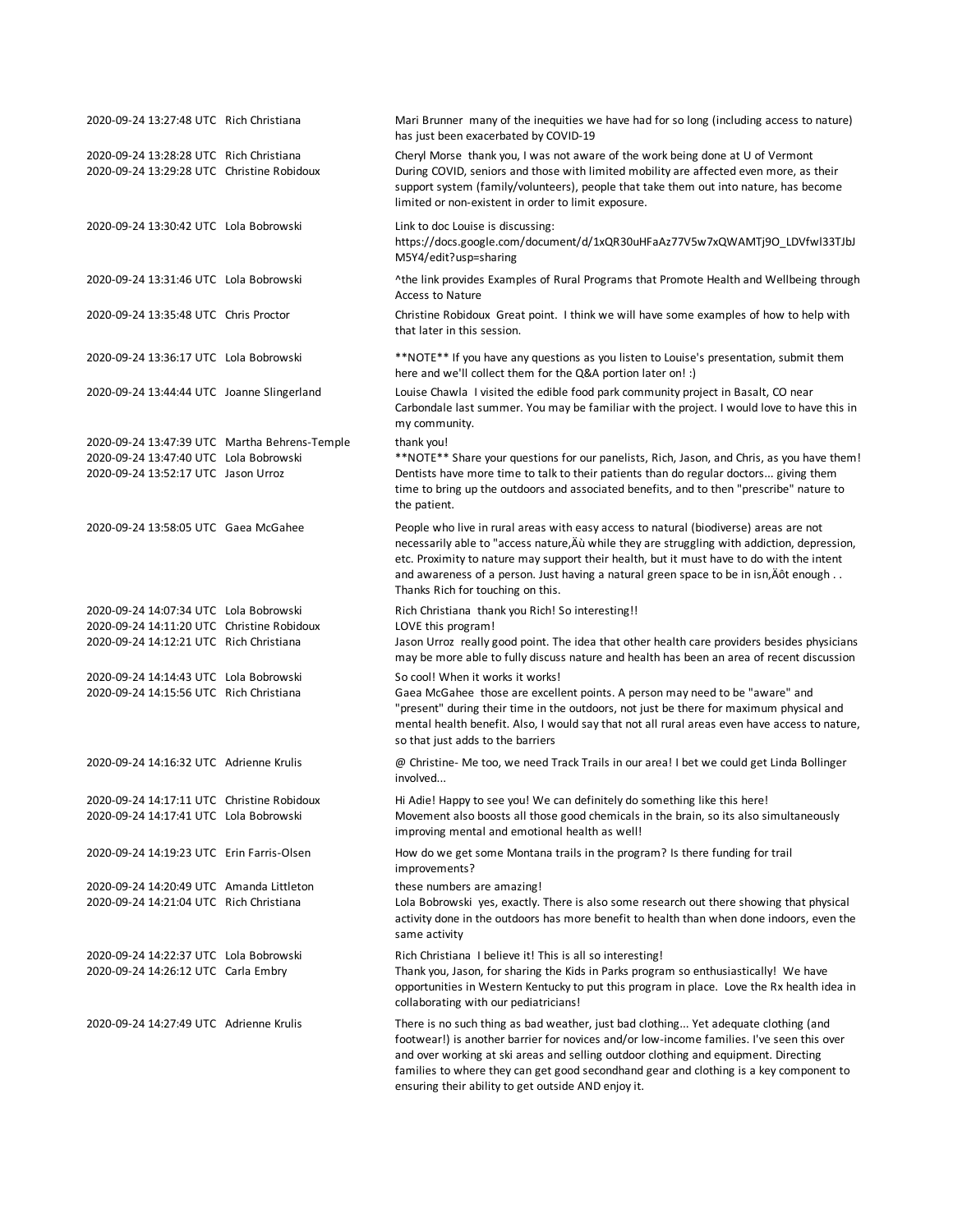| | | |
|---|---|---|
| 2020-09-24 13:27:48 UTC | Rich Christiana | Mari Brunner many of the inequities we have had for so long (including access to nature) has just been exacerbated by COVID-19 |
| 2020-09-24 13:28:28 UTC | Rich Christiana | Cheryl Morse thank you, I was not aware of the work being done at U of Vermont |
| 2020-09-24 13:29:28 UTC | Christine Robidoux | During COVID, seniors and those with limited mobility are affected even more, as their support system (family/volunteers), people that take them out into nature, has become limited or non-existent in order to limit exposure. |
| 2020-09-24 13:30:42 UTC | Lola Bobrowski | Link to doc Louise is discussing: https://docs.google.com/document/d/1xQR30uHFaAz77V5w7xQWAMTj9O_LDVfwl33TJbJM5Y4/edit?usp=sharing |
| 2020-09-24 13:31:46 UTC | Lola Bobrowski | ^the link provides Examples of Rural Programs that Promote Health and Wellbeing through Access to Nature |
| 2020-09-24 13:35:48 UTC | Chris Proctor | Christine Robidoux Great point. I think we will have some examples of how to help with that later in this session. |
| 2020-09-24 13:36:17 UTC | Lola Bobrowski | **NOTE** If you have any questions as you listen to Louise's presentation, submit them here and we'll collect them for the Q&A portion later on! :) |
| 2020-09-24 13:44:44 UTC | Joanne Slingerland | Louise Chawla I visited the edible food park community project in Basalt, CO near Carbondale last summer. You may be familiar with the project. I would love to have this in my community. |
| 2020-09-24 13:47:39 UTC | Martha Behrens-Temple | thank you! |
| 2020-09-24 13:47:40 UTC | Lola Bobrowski | **NOTE** Share your questions for our panelists, Rich, Jason, and Chris, as you have them! |
| 2020-09-24 13:52:17 UTC | Jason Urroz | Dentists have more time to talk to their patients than do regular doctors... giving them time to bring up the outdoors and associated benefits, and to then "prescribe" nature to the patient. |
| 2020-09-24 13:58:05 UTC | Gaea McGahee | People who live in rural areas with easy access to natural (biodiverse) areas are not necessarily able to "access nature,Äù while they are struggling with addiction, depression, etc. Proximity to nature may support their health, but it must have to do with the intent and awareness of a person. Just having a natural green space to be in isn,Äôt enough . . Thanks Rich for touching on this. |
| 2020-09-24 14:07:34 UTC | Lola Bobrowski | Rich Christiana thank you Rich! So interesting!! |
| 2020-09-24 14:11:20 UTC | Christine Robidoux | LOVE this program! |
| 2020-09-24 14:12:21 UTC | Rich Christiana | Jason Urroz really good point. The idea that other health care providers besides physicians may be more able to fully discuss nature and health has been an area of recent discussion |
| 2020-09-24 14:14:43 UTC | Lola Bobrowski | So cool! When it works it works! |
| 2020-09-24 14:15:56 UTC | Rich Christiana | Gaea McGahee those are excellent points. A person may need to be "aware" and "present" during their time in the outdoors, not just be there for maximum physical and mental health benefit. Also, I would say that not all rural areas even have access to nature, so that just adds to the barriers |
| 2020-09-24 14:16:32 UTC | Adrienne Krulis | @ Christine- Me too, we need Track Trails in our area! I bet we could get Linda Bollinger involved... |
| 2020-09-24 14:17:11 UTC | Christine Robidoux | Hi Adie! Happy to see you! We can definitely do something like this here! |
| 2020-09-24 14:17:41 UTC | Lola Bobrowski | Movement also boosts all those good chemicals in the brain, so its also simultaneously improving mental and emotional health as well! |
| 2020-09-24 14:19:23 UTC | Erin Farris-Olsen | How do we get some Montana trails in the program? Is there funding for trail improvements? |
| 2020-09-24 14:20:49 UTC | Amanda Littleton | these numbers are amazing! |
| 2020-09-24 14:21:04 UTC | Rich Christiana | Lola Bobrowski yes, exactly. There is also some research out there showing that physical activity done in the outdoors has more benefit to health than when done indoors, even the same activity |
| 2020-09-24 14:22:37 UTC | Lola Bobrowski | Rich Christiana I believe it! This is all so interesting! |
| 2020-09-24 14:26:12 UTC | Carla Embry | Thank you, Jason, for sharing the Kids in Parks program so enthusiastically! We have opportunities in Western Kentucky to put this program in place. Love the Rx health idea in collaborating with our pediatricians! |
| 2020-09-24 14:27:49 UTC | Adrienne Krulis | There is no such thing as bad weather, just bad clothing... Yet adequate clothing (and footwear!) is another barrier for novices and/or low-income families. I've seen this over and over working at ski areas and selling outdoor clothing and equipment. Directing families to where they can get good secondhand gear and clothing is a key component to ensuring their ability to get outside AND enjoy it. |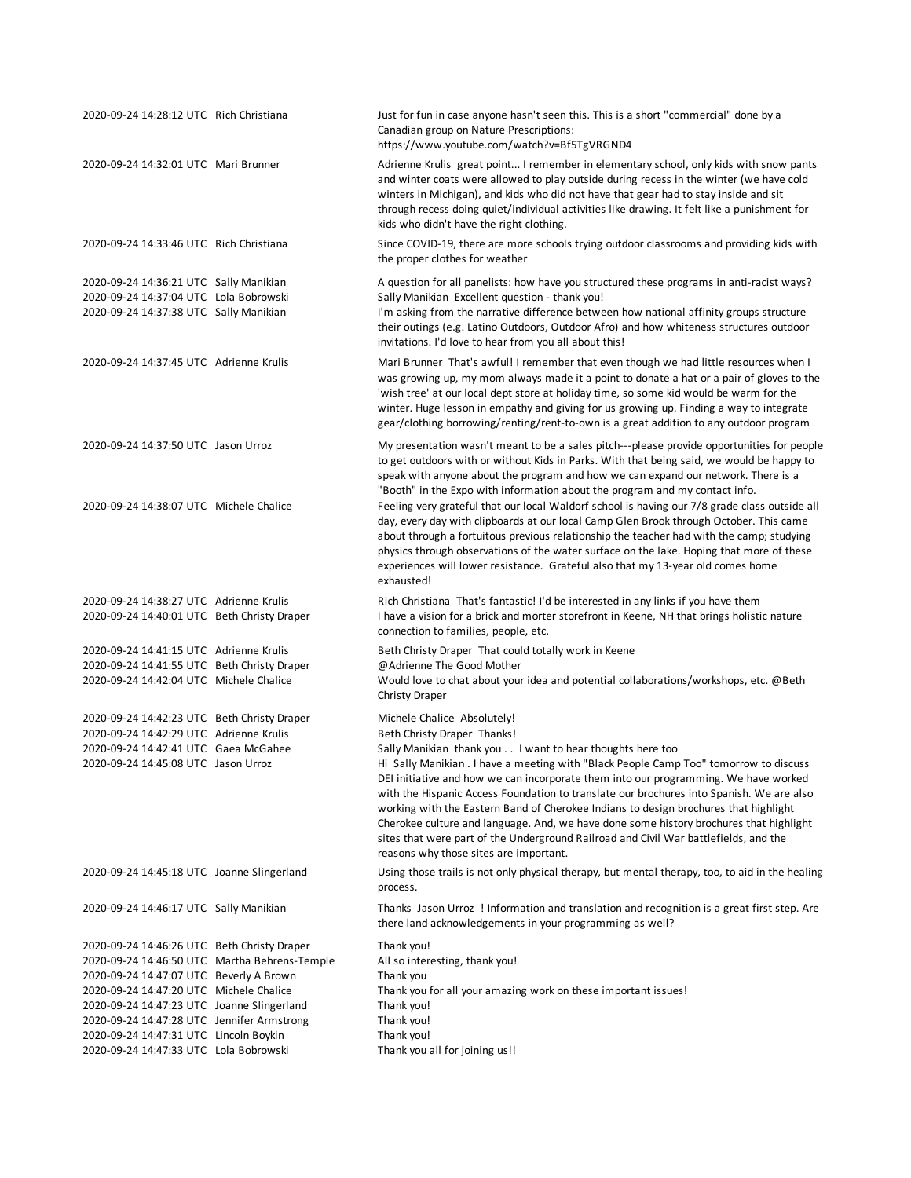| | | |
|---|---|---|
| 2020-09-24 14:28:12 UTC | Rich Christiana | Just for fun in case anyone hasn't seen this. This is a short "commercial" done by a Canadian group on Nature Prescriptions: https://www.youtube.com/watch?v=Bf5TgVRGND4 |
| 2020-09-24 14:32:01 UTC | Mari Brunner | Adrienne Krulis great point... I remember in elementary school, only kids with snow pants and winter coats were allowed to play outside during recess in the winter (we have cold winters in Michigan), and kids who did not have that gear had to stay inside and sit through recess doing quiet/individual activities like drawing. It felt like a punishment for kids who didn't have the right clothing. |
| 2020-09-24 14:33:46 UTC | Rich Christiana | Since COVID-19, there are more schools trying outdoor classrooms and providing kids with the proper clothes for weather |
| 2020-09-24 14:36:21 UTC | Sally Manikian | A question for all panelists: how have you structured these programs in anti-racist ways? |
| 2020-09-24 14:37:04 UTC | Lola Bobrowski | Sally Manikian Excellent question - thank you! |
| 2020-09-24 14:37:38 UTC | Sally Manikian | I'm asking from the narrative difference between how national affinity groups structure their outings (e.g. Latino Outdoors, Outdoor Afro) and how whiteness structures outdoor invitations. I'd love to hear from you all about this! |
| 2020-09-24 14:37:45 UTC | Adrienne Krulis | Mari Brunner That's awful! I remember that even though we had little resources when I was growing up, my mom always made it a point to donate a hat or a pair of gloves to the 'wish tree' at our local dept store at holiday time, so some kid would be warm for the winter. Huge lesson in empathy and giving for us growing up. Finding a way to integrate gear/clothing borrowing/renting/rent-to-own is a great addition to any outdoor program |
| 2020-09-24 14:37:50 UTC | Jason Urroz | My presentation wasn't meant to be a sales pitch---please provide opportunities for people to get outdoors with or without Kids in Parks. With that being said, we would be happy to speak with anyone about the program and how we can expand our network. There is a "Booth" in the Expo with information about the program and my contact info. |
| 2020-09-24 14:38:07 UTC | Michele Chalice | Feeling very grateful that our local Waldorf school is having our 7/8 grade class outside all day, every day with clipboards at our local Camp Glen Brook through October. This came about through a fortuitous previous relationship the teacher had with the camp; studying physics through observations of the water surface on the lake. Hoping that more of these experiences will lower resistance. Grateful also that my 13-year old comes home exhausted! |
| 2020-09-24 14:38:27 UTC | Adrienne Krulis | Rich Christiana That's fantastic! I'd be interested in any links if you have them |
| 2020-09-24 14:40:01 UTC | Beth Christy Draper | I have a vision for a brick and morter storefront in Keene, NH that brings holistic nature connection to families, people, etc. |
| 2020-09-24 14:41:15 UTC | Adrienne Krulis | Beth Christy Draper That could totally work in Keene |
| 2020-09-24 14:41:55 UTC | Beth Christy Draper | @Adrienne The Good Mother |
| 2020-09-24 14:42:04 UTC | Michele Chalice | Would love to chat about your idea and potential collaborations/workshops, etc. @Beth Christy Draper |
| 2020-09-24 14:42:23 UTC | Beth Christy Draper | Michele Chalice Absolutely! |
| 2020-09-24 14:42:29 UTC | Adrienne Krulis | Beth Christy Draper Thanks! |
| 2020-09-24 14:42:41 UTC | Gaea McGahee | Sally Manikian thank you . . I want to hear thoughts here too |
| 2020-09-24 14:45:08 UTC | Jason Urroz | Hi Sally Manikian . I have a meeting with "Black People Camp Too" tomorrow to discuss DEI initiative and how we can incorporate them into our programming. We have worked with the Hispanic Access Foundation to translate our brochures into Spanish. We are also working with the Eastern Band of Cherokee Indians to design brochures that highlight Cherokee culture and language. And, we have done some history brochures that highlight sites that were part of the Underground Railroad and Civil War battlefields, and the reasons why those sites are important. |
| 2020-09-24 14:45:18 UTC | Joanne Slingerland | Using those trails is not only physical therapy, but mental therapy, too, to aid in the healing process. |
| 2020-09-24 14:46:17 UTC | Sally Manikian | Thanks Jason Urroz ! Information and translation and recognition is a great first step. Are there land acknowledgements in your programming as well? |
| 2020-09-24 14:46:26 UTC | Beth Christy Draper | Thank you! |
| 2020-09-24 14:46:50 UTC | Martha Behrens-Temple | All so interesting, thank you! |
| 2020-09-24 14:47:07 UTC | Beverly A Brown | Thank you |
| 2020-09-24 14:47:20 UTC | Michele Chalice | Thank you for all your amazing work on these important issues! |
| 2020-09-24 14:47:23 UTC | Joanne Slingerland | Thank you! |
| 2020-09-24 14:47:28 UTC | Jennifer Armstrong | Thank you! |
| 2020-09-24 14:47:31 UTC | Lincoln Boykin | Thank you! |
| 2020-09-24 14:47:33 UTC | Lola Bobrowski | Thank you all for joining us!! |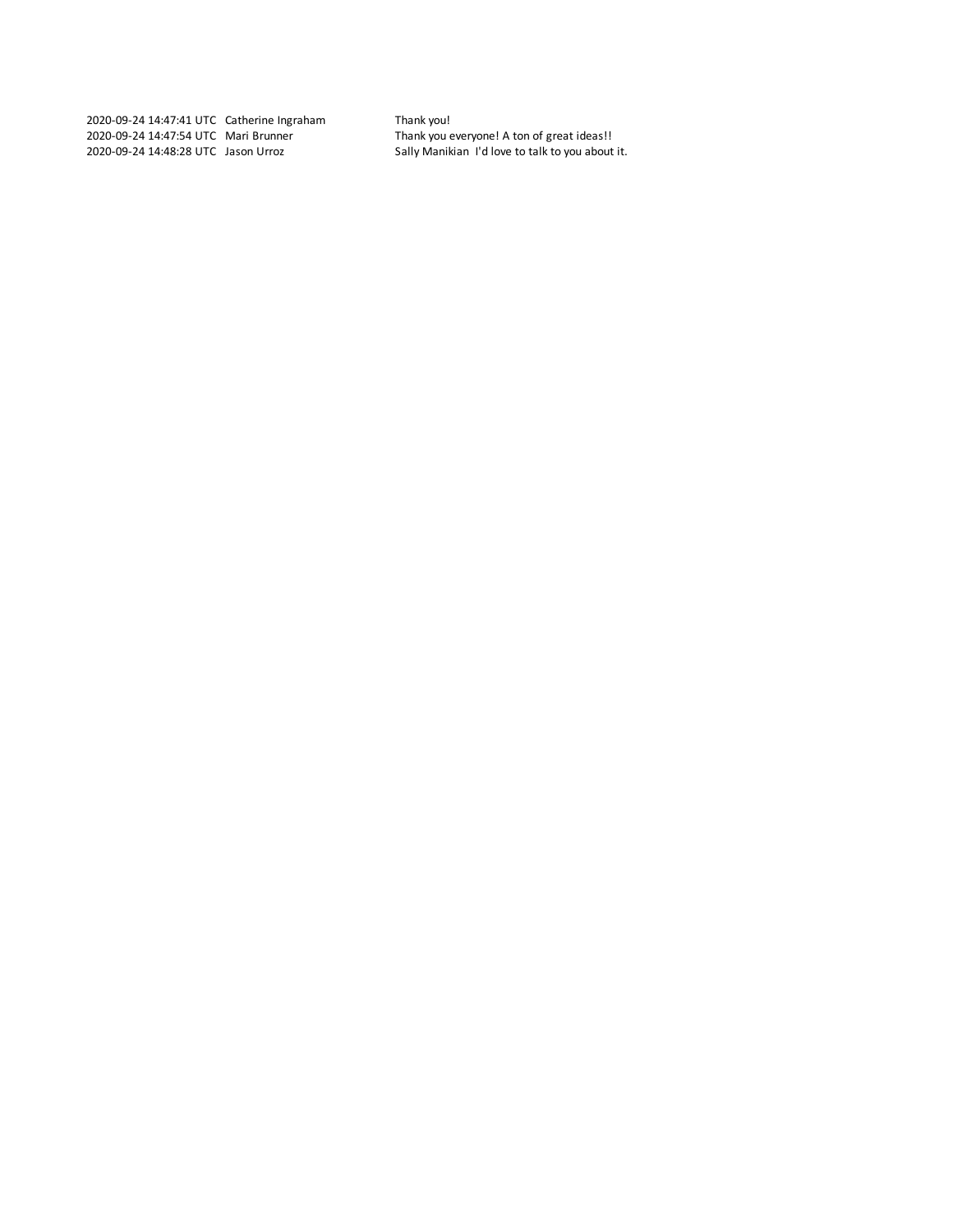| | | |
|---|---|---|
| 2020-09-24 14:47:41 UTC | Catherine Ingraham | Thank you! |
| 2020-09-24 14:47:54 UTC | Mari Brunner | Thank you everyone! A ton of great ideas!! |
| 2020-09-24 14:48:28 UTC | Jason Urroz | Sally Manikian I'd love to talk to you about it. |